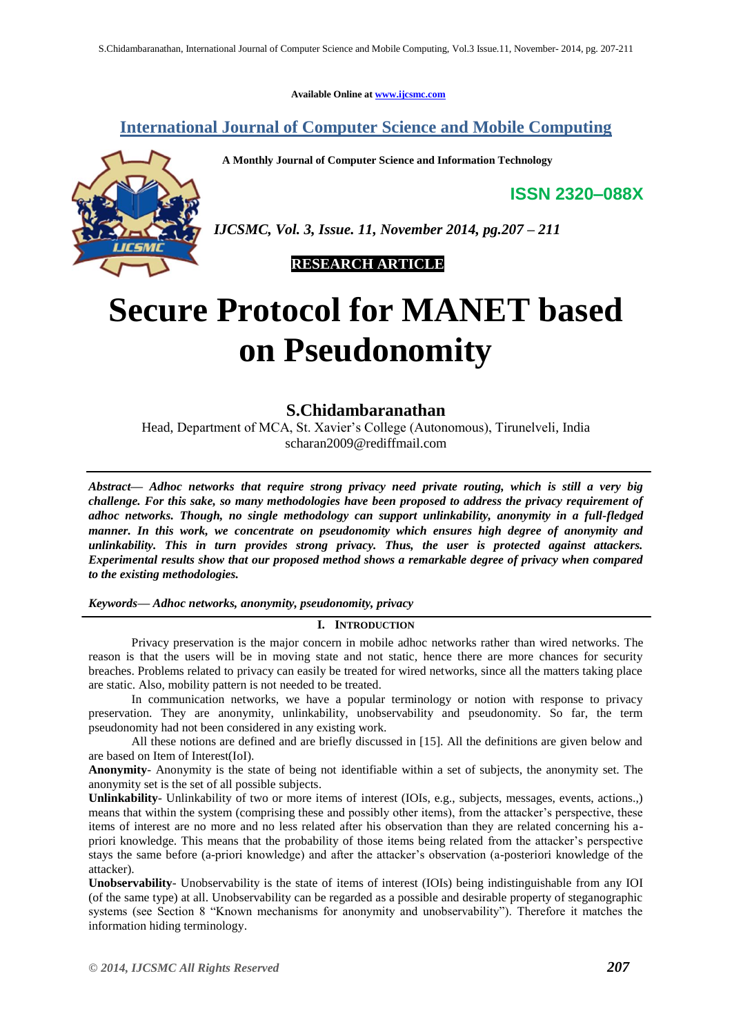Available Online at www.ijcsmc.com

# International Journal of Computer Science and Mobile Computing

**A Monthly Journal of Computer Science and Information Technology**

**ISSN 2320–088X**

*IJCSMC, Vol. 3, Issue. 11, November 2014, pg.207 – 211*

**RESEARCH ARTICLE**

# Secure Protocol for MANET based on Pseudonomity

## S.Chidambaranathan

Head, Department of MCA, St. Xavier's College (Autonomous), Tirunelveli, India
scharan2009@rediffmail.com

***Abstract*— *Adhoc networks that require strong privacy need private routing, which is still a very big challenge. For this sake, so many methodologies have been proposed to address the privacy requirement of adhoc networks. Though, no single methodology can support unlinkability, anonymity in a full-fledged manner. In this work, we concentrate on pseudonomity which ensures high degree of anonymity and unlinkability. This in turn provides strong privacy. Thus, the user is protected against attackers. Experimental results show that our proposed method shows a remarkable degree of privacy when compared to the existing methodologies.***

***Keywords*— *Adhoc networks, anonymity, pseudonomity, privacy***

## I. Introduction

Privacy preservation is the major concern in mobile adhoc networks rather than wired networks. The reason is that the users will be in moving state and not static, hence there are more chances for security breaches. Problems related to privacy can easily be treated for wired networks, since all the matters taking place are static. Also, mobility pattern is not needed to be treated.

In communication networks, we have a popular terminology or notion with response to privacy preservation. They are anonymity, unlinkability, unobservability and pseudonomity. So far, the term pseudonomity had not been considered in any existing work.

All these notions are defined and are briefly discussed in [15]. All the definitions are given below and are based on Item of Interest(IoI).

**Anonymity**- Anonymity is the state of being not identifiable within a set of subjects, the anonymity set. The anonymity set is the set of all possible subjects.

**Unlinkability**- Unlinkability of two or more items of interest (IOIs, e.g., subjects, messages, events, actions.,) means that within the system (comprising these and possibly other items), from the attacker's perspective, these items of interest are no more and no less related after his observation than they are related concerning his a-priori knowledge. This means that the probability of those items being related from the attacker's perspective stays the same before (a-priori knowledge) and after the attacker's observation (a-posteriori knowledge of the attacker).

**Unobservability**- Unobservability is the state of items of interest (IOIs) being indistinguishable from any IOI (of the same type) at all. Unobservability can be regarded as a possible and desirable property of steganographic systems (see Section 8 "Known mechanisms for anonymity and unobservability"). Therefore it matches the information hiding terminology.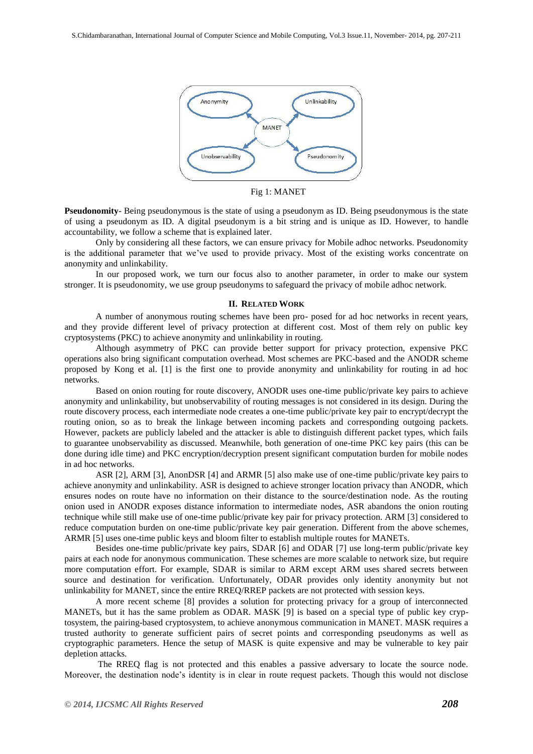Fig 1: MANET

**Pseudonomity**- Being pseudonymous is the state of using a pseudonym as ID. Being pseudonymous is the state of using a pseudonym as ID. A digital pseudonym is a bit string and is unique as ID. However, to handle accountability, we follow a scheme that is explained later.

Only by considering all these factors, we can ensure privacy for Mobile adhoc networks. Pseudonomity is the additional parameter that we've used to provide privacy. Most of the existing works concentrate on anonymity and unlinkability.

In our proposed work, we turn our focus also to another parameter, in order to make our system stronger. It is pseudonomity, we use group pseudonyms to safeguard the privacy of mobile adhoc network.

## II. RELATED WORK

A number of anonymous routing schemes have been pro- posed for ad hoc networks in recent years, and they provide different level of privacy protection at different cost. Most of them rely on public key cryptosystems (PKC) to achieve anonymity and unlinkability in routing.

Although asymmetry of PKC can provide better support for privacy protection, expensive PKC operations also bring significant computation overhead. Most schemes are PKC-based and the ANODR scheme proposed by Kong et al. [1] is the first one to provide anonymity and unlinkability for routing in ad hoc networks.

Based on onion routing for route discovery, ANODR uses one-time public/private key pairs to achieve anonymity and unlinkability, but unobservability of routing messages is not considered in its design. During the route discovery process, each intermediate node creates a one-time public/private key pair to encrypt/decrypt the routing onion, so as to break the linkage between incoming packets and corresponding outgoing packets. However, packets are publicly labeled and the attacker is able to distinguish different packet types, which fails to guarantee unobservability as discussed. Meanwhile, both generation of one-time PKC key pairs (this can be done during idle time) and PKC encryption/decryption present significant computation burden for mobile nodes in ad hoc networks.

ASR [2], ARM [3], AnonDSR [4] and ARMR [5] also make use of one-time public/private key pairs to achieve anonymity and unlinkability. ASR is designed to achieve stronger location privacy than ANODR, which ensures nodes on route have no information on their distance to the source/destination node. As the routing onion used in ANODR exposes distance information to intermediate nodes, ASR abandons the onion routing technique while still make use of one-time public/private key pair for privacy protection. ARM [3] considered to reduce computation burden on one-time public/private key pair generation. Different from the above schemes, ARMR [5] uses one-time public keys and bloom filter to establish multiple routes for MANETs.

Besides one-time public/private key pairs, SDAR [6] and ODAR [7] use long-term public/private key pairs at each node for anonymous communication. These schemes are more scalable to network size, but require more computation effort. For example, SDAR is similar to ARM except ARM uses shared secrets between source and destination for verification. Unfortunately, ODAR provides only identity anonymity but not unlinkability for MANET, since the entire RREQ/RREP packets are not protected with session keys.

A more recent scheme [8] provides a solution for protecting privacy for a group of interconnected MANETs, but it has the same problem as ODAR. MASK [9] is based on a special type of public key cryptosystem, the pairing-based cryptosystem, to achieve anonymous communication in MANET. MASK requires a trusted authority to generate sufficient pairs of secret points and corresponding pseudonyms as well as cryptographic parameters. Hence the setup of MASK is quite expensive and may be vulnerable to key pair depletion attacks.

The RREQ flag is not protected and this enables a passive adversary to locate the source node. Moreover, the destination node's identity is in clear in route request packets. Though this would not disclose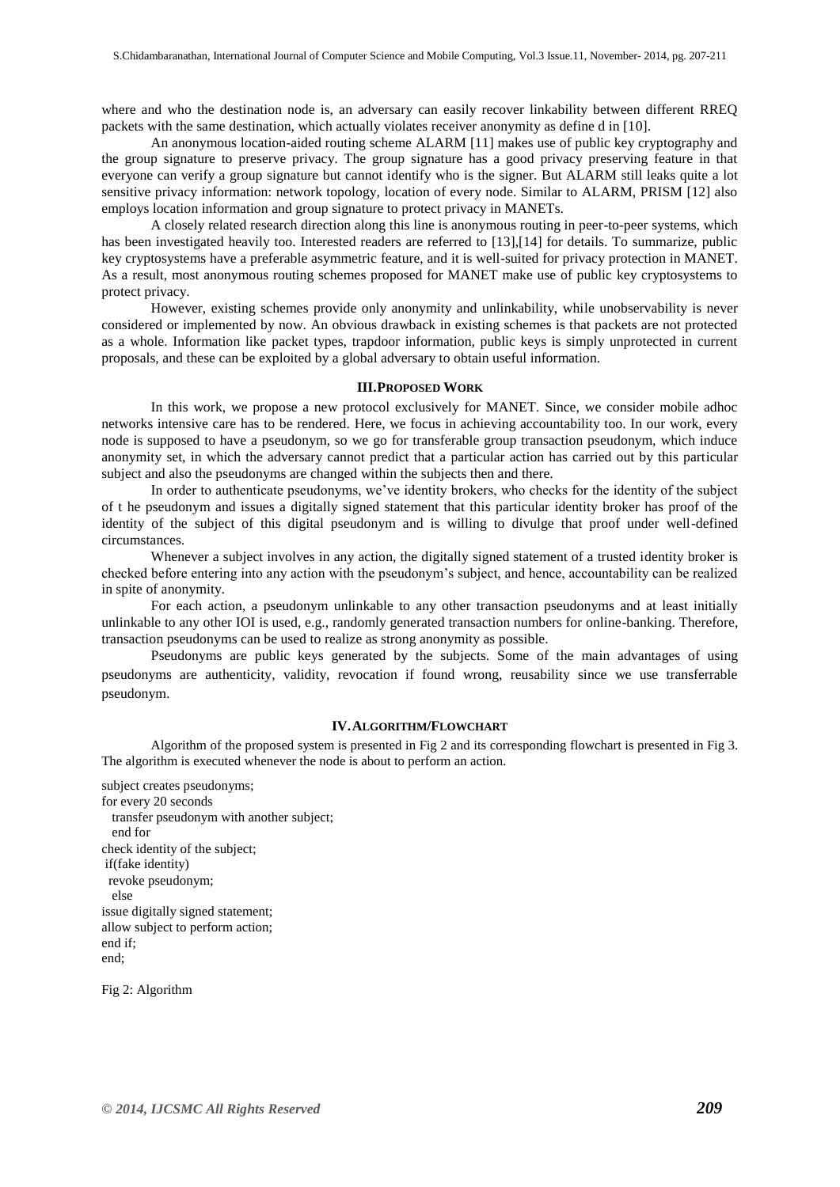where and who the destination node is, an adversary can easily recover linkability between different RREQ packets with the same destination, which actually violates receiver anonymity as define d in [10].

An anonymous location-aided routing scheme ALARM [11] makes use of public key cryptography and the group signature to preserve privacy. The group signature has a good privacy preserving feature in that everyone can verify a group signature but cannot identify who is the signer. But ALARM still leaks quite a lot sensitive privacy information: network topology, location of every node. Similar to ALARM, PRISM [12] also employs location information and group signature to protect privacy in MANETs.

A closely related research direction along this line is anonymous routing in peer-to-peer systems, which has been investigated heavily too. Interested readers are referred to [13],[14] for details. To summarize, public key cryptosystems have a preferable asymmetric feature, and it is well-suited for privacy protection in MANET. As a result, most anonymous routing schemes proposed for MANET make use of public key cryptosystems to protect privacy.

However, existing schemes provide only anonymity and unlinkability, while unobservability is never considered or implemented by now. An obvious drawback in existing schemes is that packets are not protected as a whole. Information like packet types, trapdoor information, public keys is simply unprotected in current proposals, and these can be exploited by a global adversary to obtain useful information.

## III. PROPOSED WORK

In this work, we propose a new protocol exclusively for MANET. Since, we consider mobile adhoc networks intensive care has to be rendered. Here, we focus in achieving accountability too. In our work, every node is supposed to have a pseudonym, so we go for transferable group transaction pseudonym, which induce anonymity set, in which the adversary cannot predict that a particular action has carried out by this particular subject and also the pseudonyms are changed within the subjects then and there.

In order to authenticate pseudonyms, we've identity brokers, who checks for the identity of the subject of t he pseudonym and issues a digitally signed statement that this particular identity broker has proof of the identity of the subject of this digital pseudonym and is willing to divulge that proof under well-defined circumstances.

Whenever a subject involves in any action, the digitally signed statement of a trusted identity broker is checked before entering into any action with the pseudonym's subject, and hence, accountability can be realized in spite of anonymity.

For each action, a pseudonym unlinkable to any other transaction pseudonyms and at least initially unlinkable to any other IOI is used, e.g., randomly generated transaction numbers for online-banking. Therefore, transaction pseudonyms can be used to realize as strong anonymity as possible.

Pseudonyms are public keys generated by the subjects. Some of the main advantages of using pseudonyms are authenticity, validity, revocation if found wrong, reusability since we use transferrable pseudonym.

## IV. ALGORITHM/FLOWCHART

Algorithm of the proposed system is presented in Fig 2 and its corresponding flowchart is presented in Fig 3. The algorithm is executed whenever the node is about to perform an action.

```
subject creates pseudonyms;
for every 20 seconds
  transfer pseudonym with another subject;
  end for
check identity of the subject;
 if(fake identity)
  revoke pseudonym;
  else
issue digitally signed statement;
allow subject to perform action;
end if;
end;
```

Fig 2: Algorithm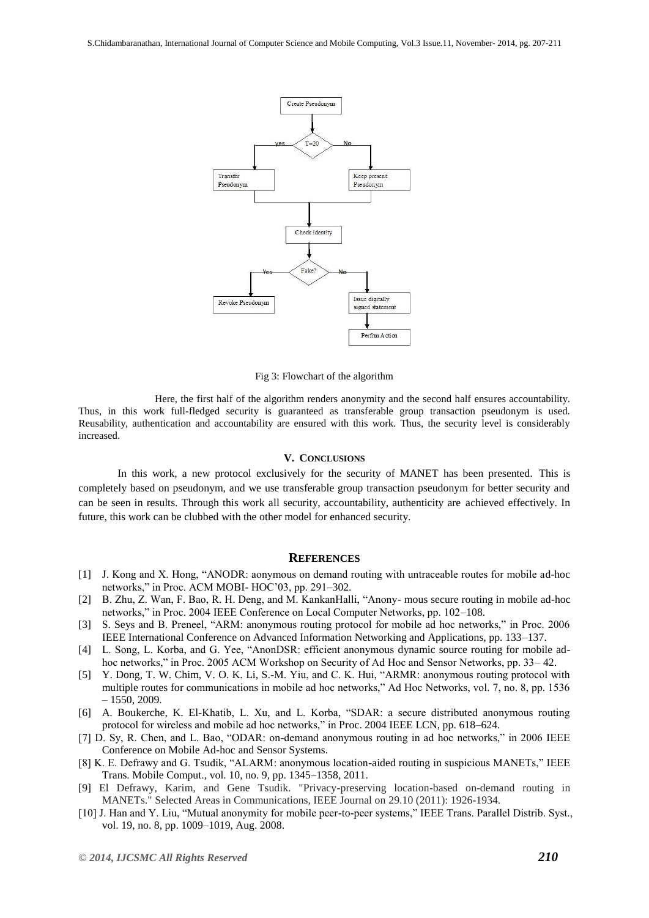Fig 3: Flowchart of the algorithm

Here, the first half of the algorithm renders anonymity and the second half ensures accountability. Thus, in this work full-fledged security is guaranteed as transferable group transaction pseudonym is used. Reusability, authentication and accountability are ensured with this work. Thus, the security level is considerably increased.

## V. CONCLUSIONS

In this work, a new protocol exclusively for the security of MANET has been presented. This is completely based on pseudonym, and we use transferable group transaction pseudonym for better security and can be seen in results. Through this work all security, accountability, authenticity are achieved effectively. In future, this work can be clubbed with the other model for enhanced security.

## REFERENCES

[1] J. Kong and X. Hong, "ANODR: aonymous on demand routing with untraceable routes for mobile ad-hoc networks," in Proc. ACM MOBI- HOC'03, pp. 291–302.

[2] B. Zhu, Z. Wan, F. Bao, R. H. Deng, and M. KankanHalli, "Anony- mous secure routing in mobile ad-hoc networks," in Proc. 2004 IEEE Conference on Local Computer Networks, pp. 102–108.

[3] S. Seys and B. Preneel, "ARM: anonymous routing protocol for mobile ad hoc networks," in Proc. 2006 IEEE International Conference on Advanced Information Networking and Applications, pp. 133–137.

[4] L. Song, L. Korba, and G. Yee, "AnonDSR: efficient anonymous dynamic source routing for mobile ad-hoc networks," in Proc. 2005 ACM Workshop on Security of Ad Hoc and Sensor Networks, pp. 33– 42.

[5] Y. Dong, T. W. Chim, V. O. K. Li, S.-M. Yiu, and C. K. Hui, "ARMR: anonymous routing protocol with multiple routes for communications in mobile ad hoc networks," Ad Hoc Networks, vol. 7, no. 8, pp. 1536 – 1550, 2009.

[6] A. Boukerche, K. El-Khatib, L. Xu, and L. Korba, "SDAR: a secure distributed anonymous routing protocol for wireless and mobile ad hoc networks," in Proc. 2004 IEEE LCN, pp. 618–624.

[7] D. Sy, R. Chen, and L. Bao, "ODAR: on-demand anonymous routing in ad hoc networks," in 2006 IEEE Conference on Mobile Ad-hoc and Sensor Systems.

[8] K. E. Defrawy and G. Tsudik, "ALARM: anonymous location-aided routing in suspicious MANETs," IEEE Trans. Mobile Comput., vol. 10, no. 9, pp. 1345–1358, 2011.

[9] El Defrawy, Karim, and Gene Tsudik. "Privacy-preserving location-based on-demand routing in MANETs." Selected Areas in Communications, IEEE Journal on 29.10 (2011): 1926-1934.

[10] J. Han and Y. Liu, "Mutual anonymity for mobile peer-to-peer systems," IEEE Trans. Parallel Distrib. Syst., vol. 19, no. 8, pp. 1009–1019, Aug. 2008.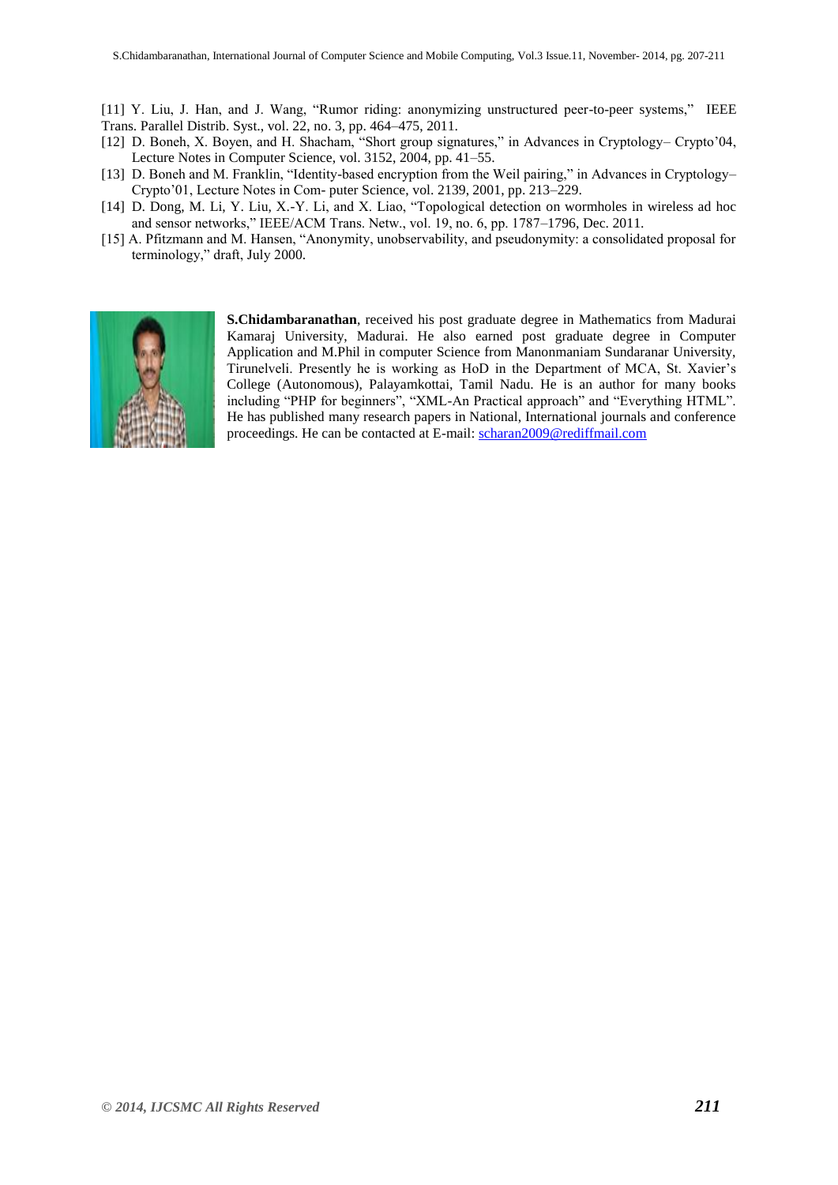[11] Y. Liu, J. Han, and J. Wang, "Rumor riding: anonymizing unstructured peer-to-peer systems," IEEE Trans. Parallel Distrib. Syst., vol. 22, no. 3, pp. 464–475, 2011.

[12] D. Boneh, X. Boyen, and H. Shacham, "Short group signatures," in Advances in Cryptology– Crypto'04, Lecture Notes in Computer Science, vol. 3152, 2004, pp. 41–55.

[13] D. Boneh and M. Franklin, "Identity-based encryption from the Weil pairing," in Advances in Cryptology– Crypto'01, Lecture Notes in Com- puter Science, vol. 2139, 2001, pp. 213–229.

[14] D. Dong, M. Li, Y. Liu, X.-Y. Li, and X. Liao, "Topological detection on wormholes in wireless ad hoc and sensor networks," IEEE/ACM Trans. Netw., vol. 19, no. 6, pp. 1787–1796, Dec. 2011.

[15] A. Pfitzmann and M. Hansen, "Anonymity, unobservability, and pseudonymity: a consolidated proposal for terminology," draft, July 2000.

**S.Chidambaranathan**, received his post graduate degree in Mathematics from Madurai Kamaraj University, Madurai. He also earned post graduate degree in Computer Application and M.Phil in computer Science from Manonmaniam Sundaranar University, Tirunelveli. Presently he is working as HoD in the Department of MCA, St. Xavier's College (Autonomous), Palayamkottai, Tamil Nadu. He is an author for many books including "PHP for beginners", "XML-An Practical approach" and "Everything HTML". He has published many research papers in National, International journals and conference proceedings. He can be contacted at E-mail: scharan2009@rediffmail.com